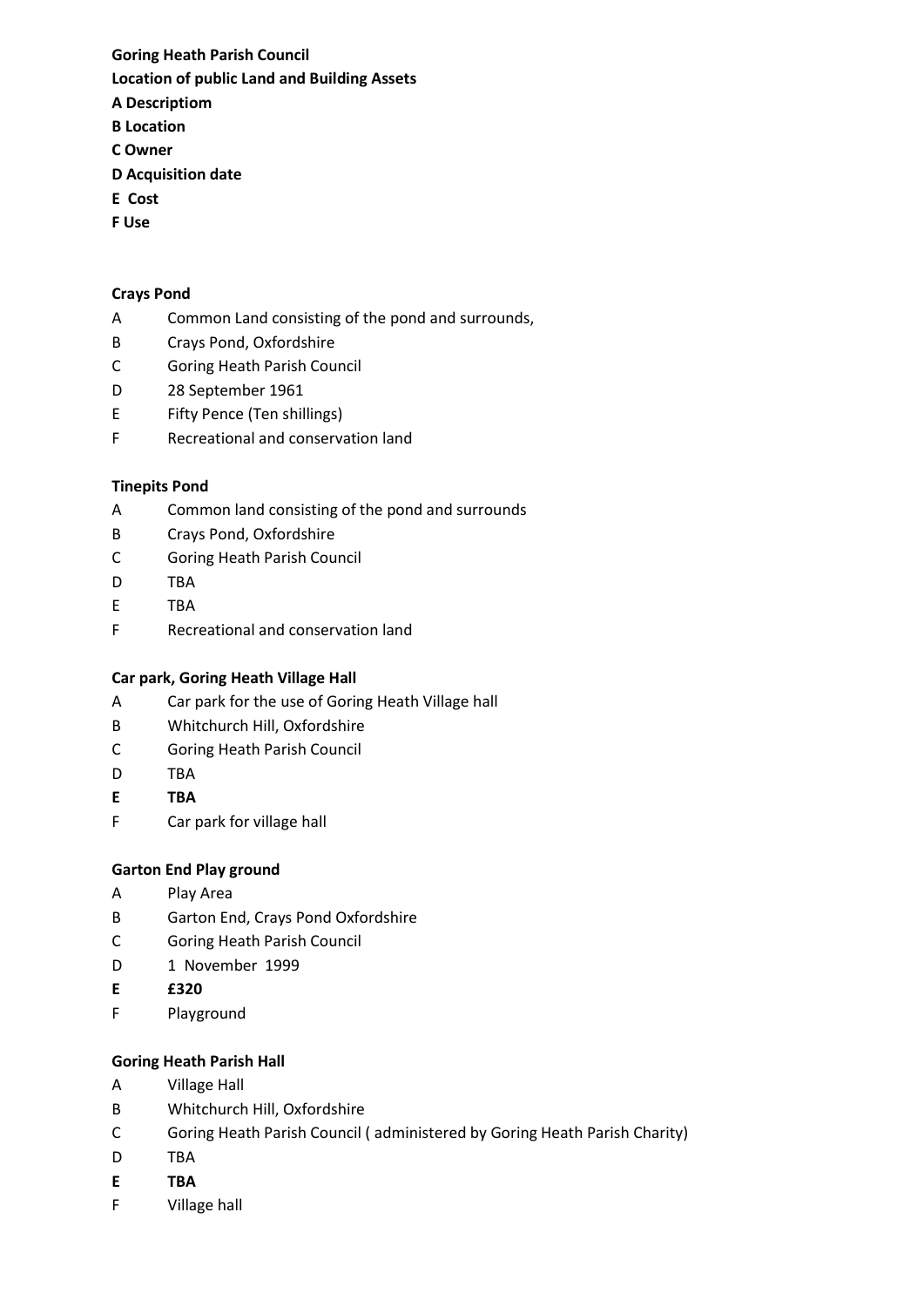**Goring Heath Parish Council**

**Location of public Land and Building Assets**

**A Descriptiom**

**B Location**

**C Owner**

**D Acquisition date**

**E Cost**

**F Use**

**Crays Pond**

A Common Land consisting of the pond and surrounds,

B Crays Pond, Oxfordshire

C Goring Heath Parish Council

D 28 September 1961

E Fifty Pence (Ten shillings)

F Recreational and conservation land

**Tinepits Pond**

A Common land consisting of the pond and surrounds

B Crays Pond, Oxfordshire

C Goring Heath Parish Council

D TBA

E TBA

F Recreational and conservation land

**Car park, Goring Heath Village Hall**

A Car park for the use of Goring Heath Village hall

B Whitchurch Hill, Oxfordshire

C Goring Heath Parish Council

D TBA

**E TBA**

F Car park for village hall

**Garton End Play ground**

A Play Area

B Garton End, Crays Pond Oxfordshire

C Goring Heath Parish Council

D 1 November 1999

**E £320**

F Playground

**Goring Heath Parish Hall**

A Village Hall

B Whitchurch Hill, Oxfordshire

C Goring Heath Parish Council ( administered by Goring Heath Parish Charity)

D TBA

**E TBA**

F Village hall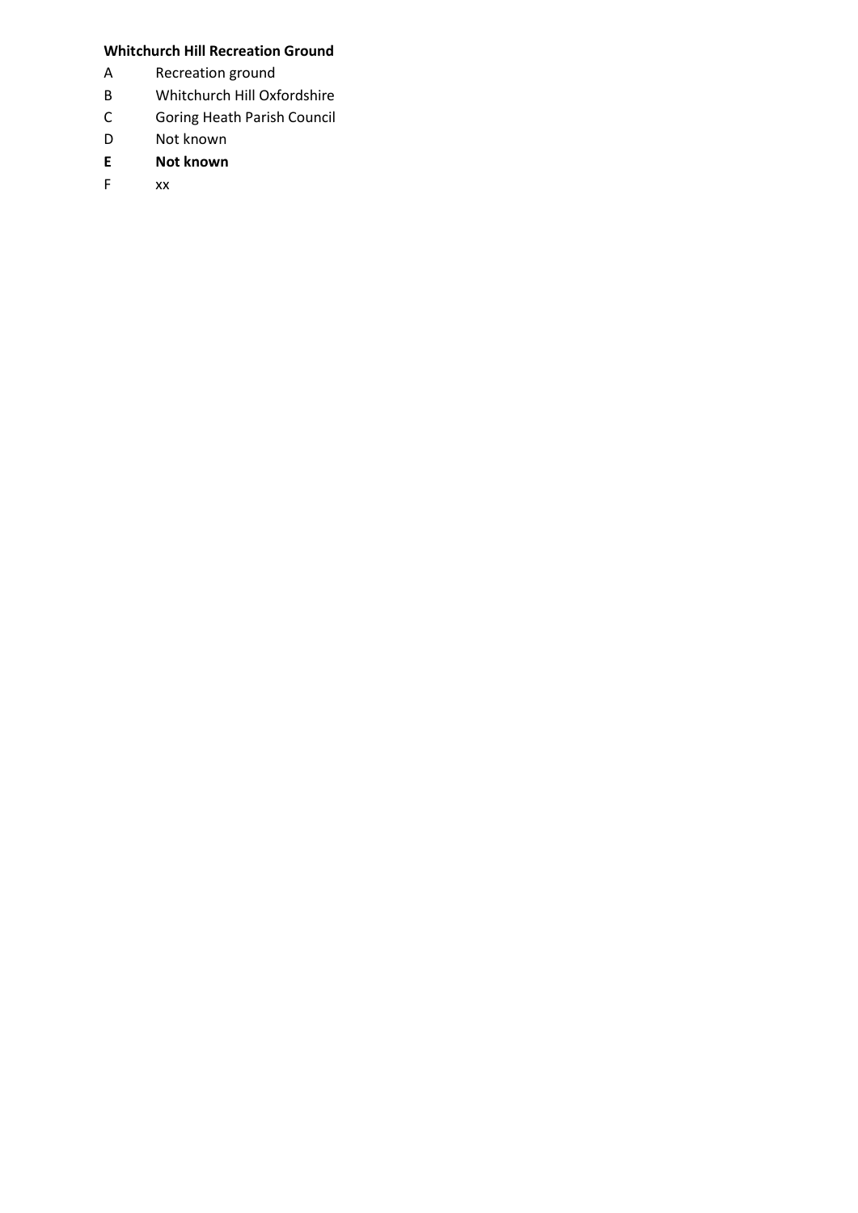**Whitchurch Hill Recreation Ground**

A	Recreation ground

B	Whitchurch Hill Oxfordshire

C	Goring Heath Parish Council

D	Not known

**E	Not known**

F	xx